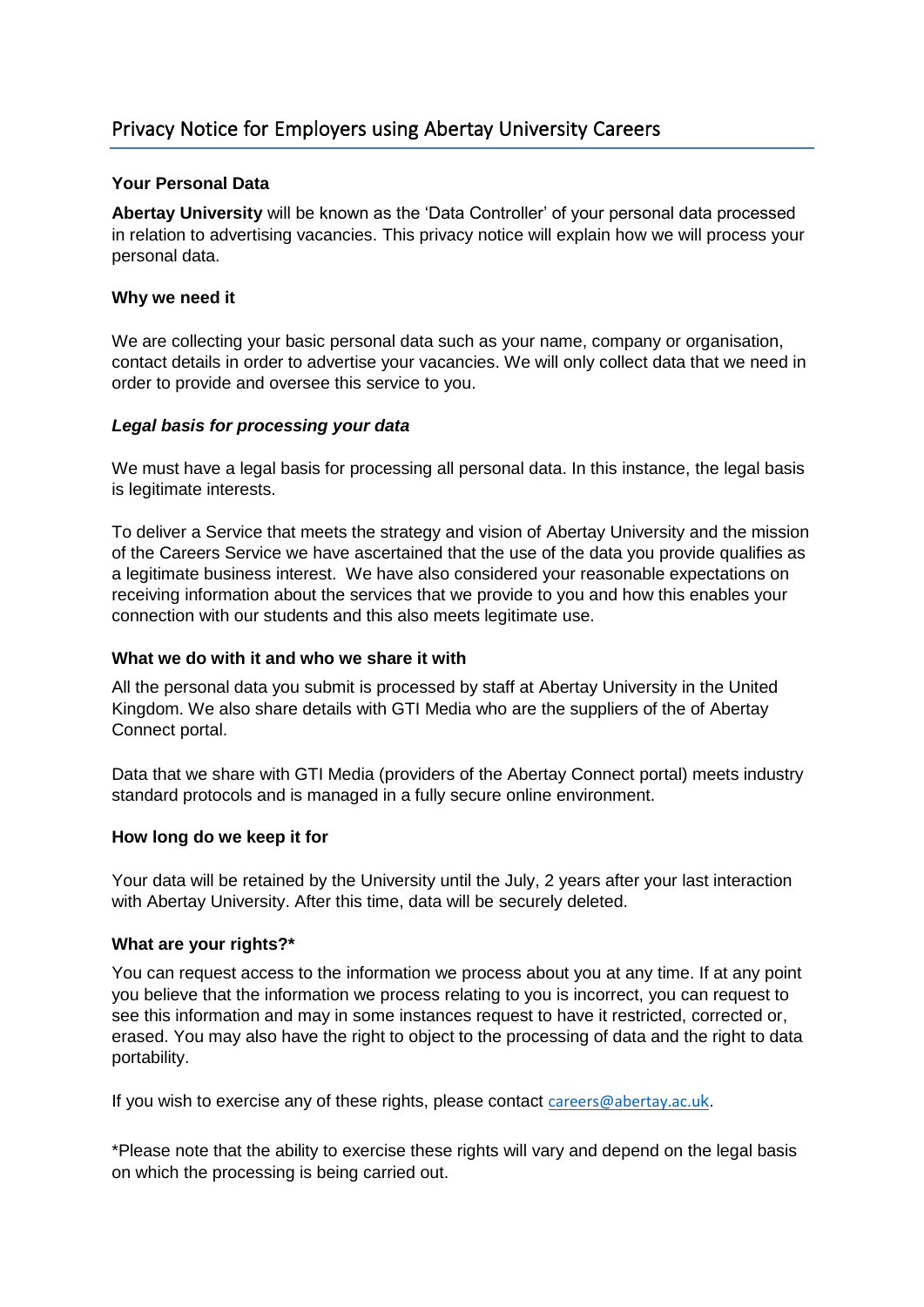# Privacy Notice for Employers using Abertay University Careers

**Your Personal Data**

**Abertay University** will be known as the 'Data Controller' of your personal data processed in relation to advertising vacancies. This privacy notice will explain how we will process your personal data.

**Why we need it**

We are collecting your basic personal data such as your name, company or organisation, contact details in order to advertise your vacancies. We will only collect data that we need in order to provide and oversee this service to you.

***Legal basis for processing your data***

We must have a legal basis for processing all personal data. In this instance, the legal basis is legitimate interests.

To deliver a Service that meets the strategy and vision of Abertay University and the mission of the Careers Service we have ascertained that the use of the data you provide qualifies as a legitimate business interest. We have also considered your reasonable expectations on receiving information about the services that we provide to you and how this enables your connection with our students and this also meets legitimate use.

**What we do with it and who we share it with**

All the personal data you submit is processed by staff at Abertay University in the United Kingdom. We also share details with GTI Media who are the suppliers of the of Abertay Connect portal.

Data that we share with GTI Media (providers of the Abertay Connect portal) meets industry standard protocols and is managed in a fully secure online environment.

**How long do we keep it for**

Your data will be retained by the University until the July, 2 years after your last interaction with Abertay University. After this time, data will be securely deleted.

**What are your rights?***

You can request access to the information we process about you at any time. If at any point you believe that the information we process relating to you is incorrect, you can request to see this information and may in some instances request to have it restricted, corrected or, erased. You may also have the right to object to the processing of data and the right to data portability.

If you wish to exercise any of these rights, please contact careers@abertay.ac.uk.

*Please note that the ability to exercise these rights will vary and depend on the legal basis on which the processing is being carried out.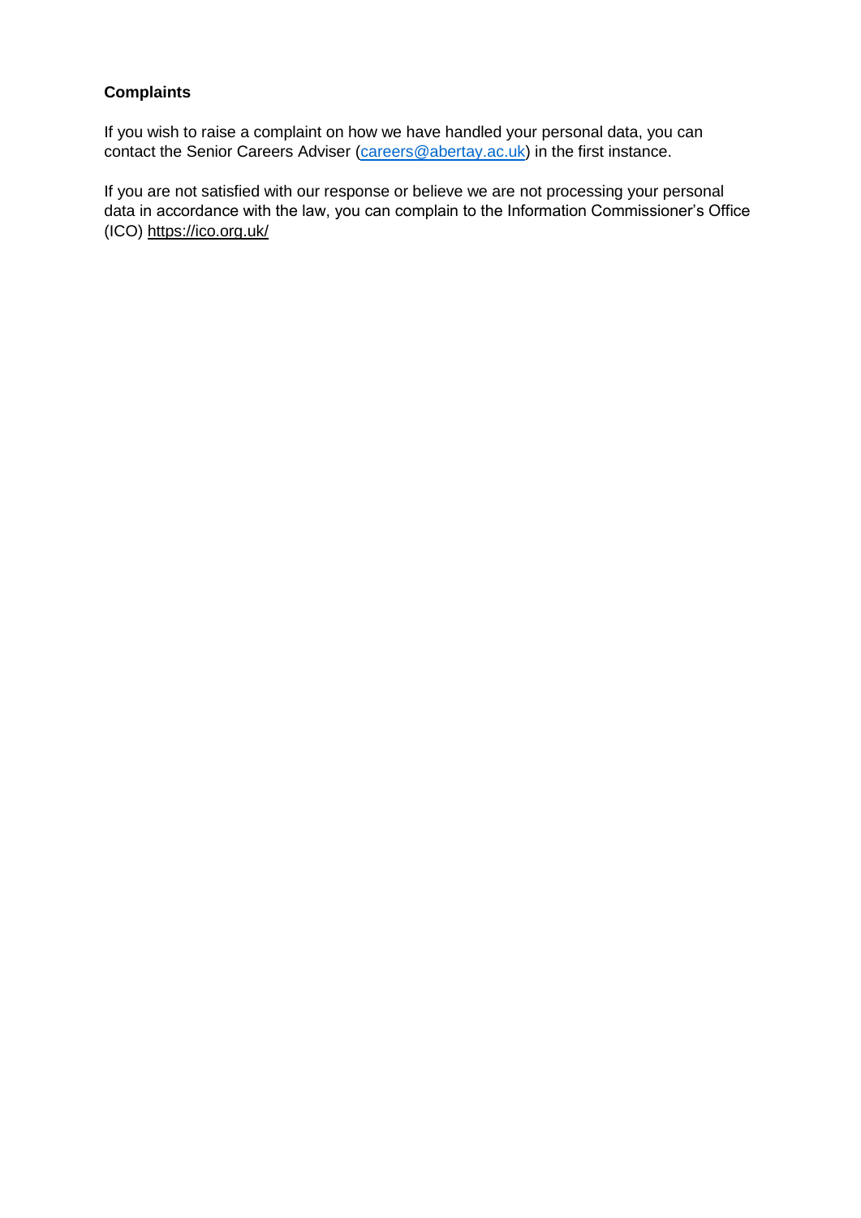**Complaints**

If you wish to raise a complaint on how we have handled your personal data, you can contact the Senior Careers Adviser (careers@abertay.ac.uk) in the first instance.

If you are not satisfied with our response or believe we are not processing your personal data in accordance with the law, you can complain to the Information Commissioner's Office (ICO) https://ico.org.uk/